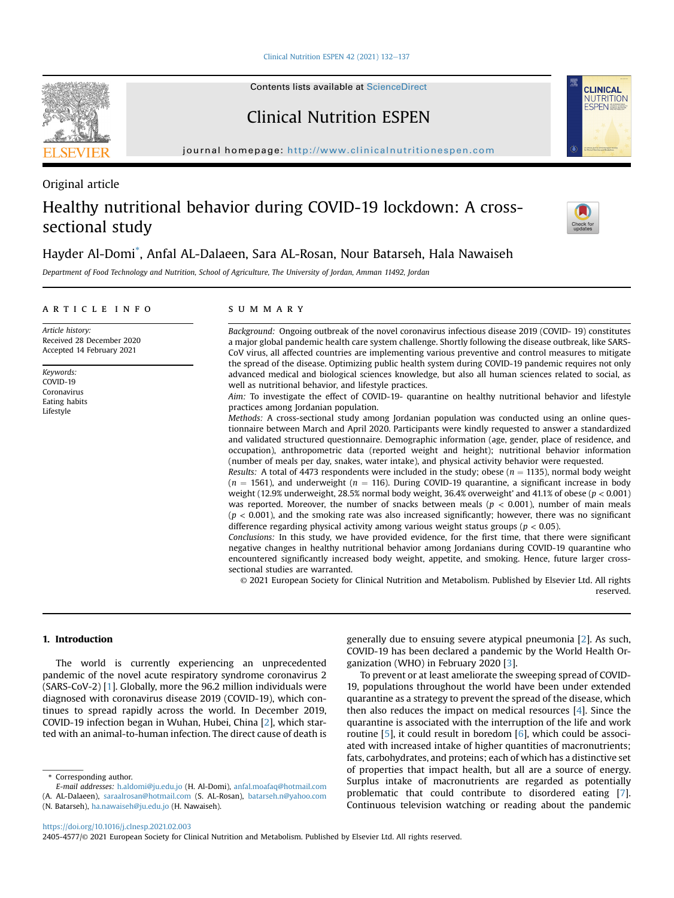Original article

# Healthy nutritional behavior during COVID-19 lockdown: A cross-sectional study

Hayder Al-Domi*, Anfal AL-Dalaeen, Sara AL-Rosan, Nour Batarseh, Hala Nawaiseh

*Department of Food Technology and Nutrition, School of Agriculture, The University of Jordan, Amman 11492, Jordan*

## ARTICLE INFO

*Article history:*
Received 28 December 2020
Accepted 14 February 2021

*Keywords:*
COVID-19
Coronavirus
Eating habits
Lifestyle

## SUMMARY

*Background:* Ongoing outbreak of the novel coronavirus infectious disease 2019 (COVID- 19) constitutes a major global pandemic health care system challenge. Shortly following the disease outbreak, like SARS-CoV virus, all affected countries are implementing various preventive and control measures to mitigate the spread of the disease. Optimizing public health system during COVID-19 pandemic requires not only advanced medical and biological sciences knowledge, but also all human sciences related to social, as well as nutritional behavior, and lifestyle practices.

*Aim:* To investigate the effect of COVID-19- quarantine on healthy nutritional behavior and lifestyle practices among Jordanian population.

*Methods:* A cross-sectional study among Jordanian population was conducted using an online questionnaire between March and April 2020. Participants were kindly requested to answer a standardized and validated structured questionnaire. Demographic information (age, gender, place of residence, and occupation), anthropometric data (reported weight and height); nutritional behavior information (number of meals per day, snakes, water intake), and physical activity behavior were requested.

*Results:* A total of 4473 respondents were included in the study; obese ($n = 1135$), normal body weight ($n = 1561$), and underweight ($n = 116$). During COVID-19 quarantine, a significant increase in body weight (12.9% underweight, 28.5% normal body weight, 36.4% overweight' and 41.1% of obese ($p < 0.001$) was reported. Moreover, the number of snacks between meals ($p < 0.001$), number of main meals ($p < 0.001$), and the smoking rate was also increased significantly; however, there was no significant difference regarding physical activity among various weight status groups ($p < 0.05$).

*Conclusions:* In this study, we have provided evidence, for the first time, that there were significant negative changes in healthy nutritional behavior among Jordanians during COVID-19 quarantine who encountered significantly increased body weight, appetite, and smoking. Hence, future larger cross-sectional studies are warranted.

© 2021 European Society for Clinical Nutrition and Metabolism. Published by Elsevier Ltd. All rights reserved.

## 1. Introduction

The world is currently experiencing an unprecedented pandemic of the novel acute respiratory syndrome coronavirus 2 (SARS-CoV-2) [1]. Globally, more the 96.2 million individuals were diagnosed with coronavirus disease 2019 (COVID-19), which continues to spread rapidly across the world. In December 2019, COVID-19 infection began in Wuhan, Hubei, China [2], which started with an animal-to-human infection. The direct cause of death is generally due to ensuing severe atypical pneumonia [2]. As such, COVID-19 has been declared a pandemic by the World Health Organization (WHO) in February 2020 [3].

To prevent or at least ameliorate the sweeping spread of COVID-19, populations throughout the world have been under extended quarantine as a strategy to prevent the spread of the disease, which then also reduces the impact on medical resources [4]. Since the quarantine is associated with the interruption of the life and work routine [5], it could result in boredom [6], which could be associated with increased intake of higher quantities of macronutrients; fats, carbohydrates, and proteins; each of which has a distinctive set of properties that impact health, but all are a source of energy. Surplus intake of macronutrients are regarded as potentially problematic that could contribute to disordered eating [7]. Continuous television watching or reading about the pandemic

* Corresponding author.
*E-mail addresses:* h.aldomi@ju.edu.jo (H. Al-Domi), anfal.moafaq@hotmail.com (A. AL-Dalaeen), saraalrosan@hotmail.com (S. AL-Rosan), batarseh.n@yahoo.com (N. Batarseh), ha.nawaiseh@ju.edu.jo (H. Nawaiseh).

https://doi.org/10.1016/j.clnesp.2021.02.003
2405-4577/© 2021 European Society for Clinical Nutrition and Metabolism. Published by Elsevier Ltd. All rights reserved.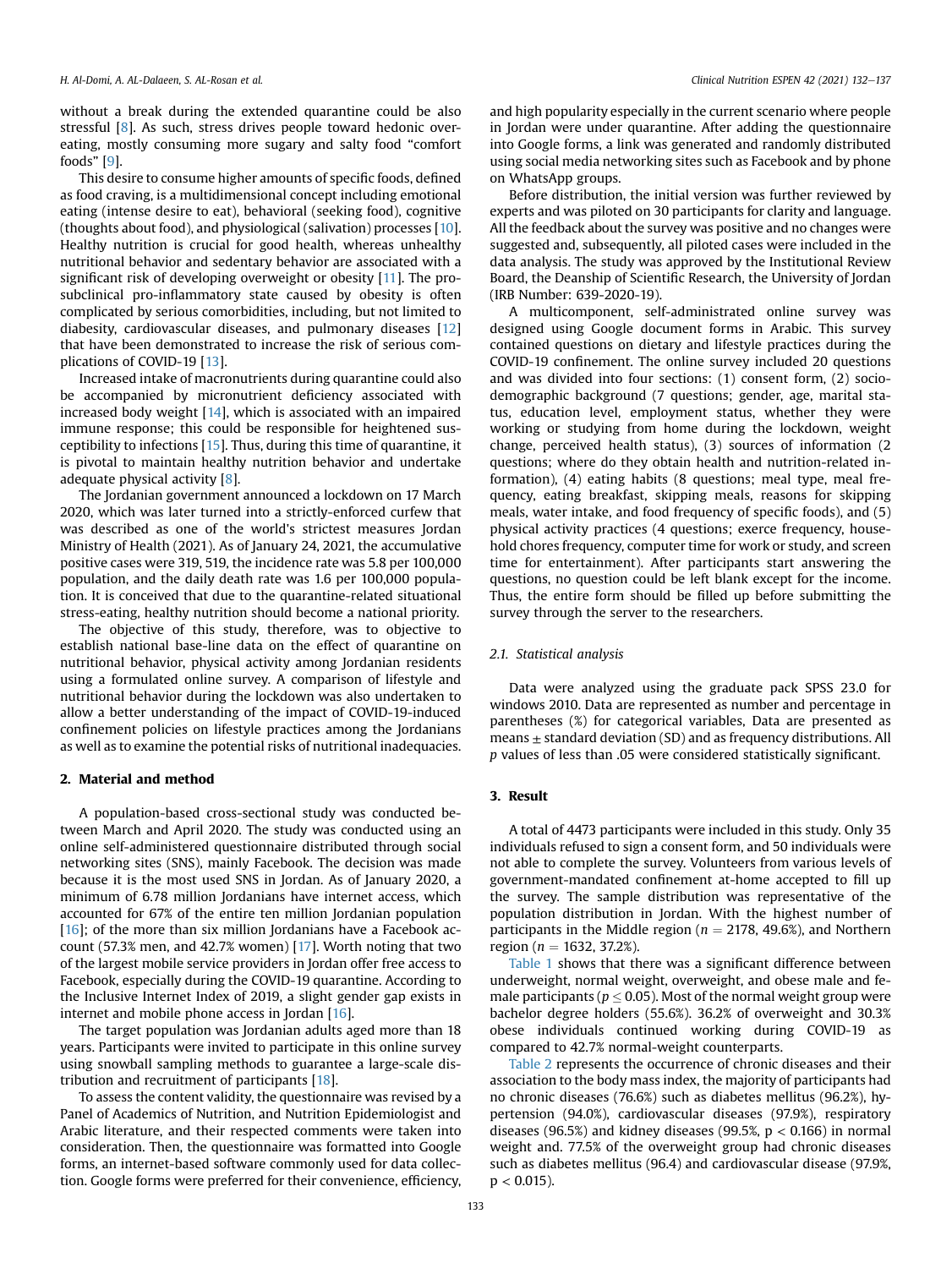without a break during the extended quarantine could be also stressful [8]. As such, stress drives people toward hedonic overeating, mostly consuming more sugary and salty food "comfort foods" [9].

This desire to consume higher amounts of specific foods, defined as food craving, is a multidimensional concept including emotional eating (intense desire to eat), behavioral (seeking food), cognitive (thoughts about food), and physiological (salivation) processes [10]. Healthy nutrition is crucial for good health, whereas unhealthy nutritional behavior and sedentary behavior are associated with a significant risk of developing overweight or obesity [11]. The prosubclinical pro-inflammatory state caused by obesity is often complicated by serious comorbidities, including, but not limited to diabesity, cardiovascular diseases, and pulmonary diseases [12] that have been demonstrated to increase the risk of serious complications of COVID-19 [13].

Increased intake of macronutrients during quarantine could also be accompanied by micronutrient deficiency associated with increased body weight [14], which is associated with an impaired immune response; this could be responsible for heightened susceptibility to infections [15]. Thus, during this time of quarantine, it is pivotal to maintain healthy nutrition behavior and undertake adequate physical activity [8].

The Jordanian government announced a lockdown on 17 March 2020, which was later turned into a strictly-enforced curfew that was described as one of the world's strictest measures Jordan Ministry of Health (2021). As of January 24, 2021, the accumulative positive cases were 319, 519, the incidence rate was 5.8 per 100,000 population, and the daily death rate was 1.6 per 100,000 population. It is conceived that due to the quarantine-related situational stress-eating, healthy nutrition should become a national priority.

The objective of this study, therefore, was to objective to establish national base-line data on the effect of quarantine on nutritional behavior, physical activity among Jordanian residents using a formulated online survey. A comparison of lifestyle and nutritional behavior during the lockdown was also undertaken to allow a better understanding of the impact of COVID-19-induced confinement policies on lifestyle practices among the Jordanians as well as to examine the potential risks of nutritional inadequacies.

## 2. Material and method

A population-based cross-sectional study was conducted between March and April 2020. The study was conducted using an online self-administered questionnaire distributed through social networking sites (SNS), mainly Facebook. The decision was made because it is the most used SNS in Jordan. As of January 2020, a minimum of 6.78 million Jordanians have internet access, which accounted for 67% of the entire ten million Jordanian population [16]; of the more than six million Jordanians have a Facebook account (57.3% men, and 42.7% women) [17]. Worth noting that two of the largest mobile service providers in Jordan offer free access to Facebook, especially during the COVID-19 quarantine. According to the Inclusive Internet Index of 2019, a slight gender gap exists in internet and mobile phone access in Jordan [16].

The target population was Jordanian adults aged more than 18 years. Participants were invited to participate in this online survey using snowball sampling methods to guarantee a large-scale distribution and recruitment of participants [18].

To assess the content validity, the questionnaire was revised by a Panel of Academics of Nutrition, and Nutrition Epidemiologist and Arabic literature, and their respected comments were taken into consideration. Then, the questionnaire was formatted into Google forms, an internet-based software commonly used for data collection. Google forms were preferred for their convenience, efficiency, and high popularity especially in the current scenario where people in Jordan were under quarantine. After adding the questionnaire into Google forms, a link was generated and randomly distributed using social media networking sites such as Facebook and by phone on WhatsApp groups.

Before distribution, the initial version was further reviewed by experts and was piloted on 30 participants for clarity and language. All the feedback about the survey was positive and no changes were suggested and, subsequently, all piloted cases were included in the data analysis. The study was approved by the Institutional Review Board, the Deanship of Scientific Research, the University of Jordan (IRB Number: 639-2020-19).

A multicomponent, self-administrated online survey was designed using Google document forms in Arabic. This survey contained questions on dietary and lifestyle practices during the COVID-19 confinement. The online survey included 20 questions and was divided into four sections: (1) consent form, (2) sociodemographic background (7 questions; gender, age, marital status, education level, employment status, whether they were working or studying from home during the lockdown, weight change, perceived health status), (3) sources of information (2 questions; where do they obtain health and nutrition-related information), (4) eating habits (8 questions; meal type, meal frequency, eating breakfast, skipping meals, reasons for skipping meals, water intake, and food frequency of specific foods), and (5) physical activity practices (4 questions; exerce frequency, household chores frequency, computer time for work or study, and screen time for entertainment). After participants start answering the questions, no question could be left blank except for the income. Thus, the entire form should be filled up before submitting the survey through the server to the researchers.

### 2.1. Statistical analysis

Data were analyzed using the graduate pack SPSS 23.0 for windows 2010. Data are represented as number and percentage in parentheses (%) for categorical variables, Data are presented as means ± standard deviation (SD) and as frequency distributions. All $p$ values of less than .05 were considered statistically significant.

## 3. Result

A total of 4473 participants were included in this study. Only 35 individuals refused to sign a consent form, and 50 individuals were not able to complete the survey. Volunteers from various levels of government-mandated confinement at-home accepted to fill up the survey. The sample distribution was representative of the population distribution in Jordan. With the highest number of participants in the Middle region ($n = 2178$, 49.6%), and Northern region ($n = 1632$, 37.2%).

Table 1 shows that there was a significant difference between underweight, normal weight, overweight, and obese male and female participants ($p \leq 0.05$). Most of the normal weight group were bachelor degree holders (55.6%). 36.2% of overweight and 30.3% obese individuals continued working during COVID-19 as compared to 42.7% normal-weight counterparts.

Table 2 represents the occurrence of chronic diseases and their association to the body mass index, the majority of participants had no chronic diseases (76.6%) such as diabetes mellitus (96.2%), hypertension (94.0%), cardiovascular diseases (97.9%), respiratory diseases (96.5%) and kidney diseases (99.5%, $p < 0.166$) in normal weight and. 77.5% of the overweight group had chronic diseases such as diabetes mellitus (96.4) and cardiovascular disease (97.9%, $p < 0.015$).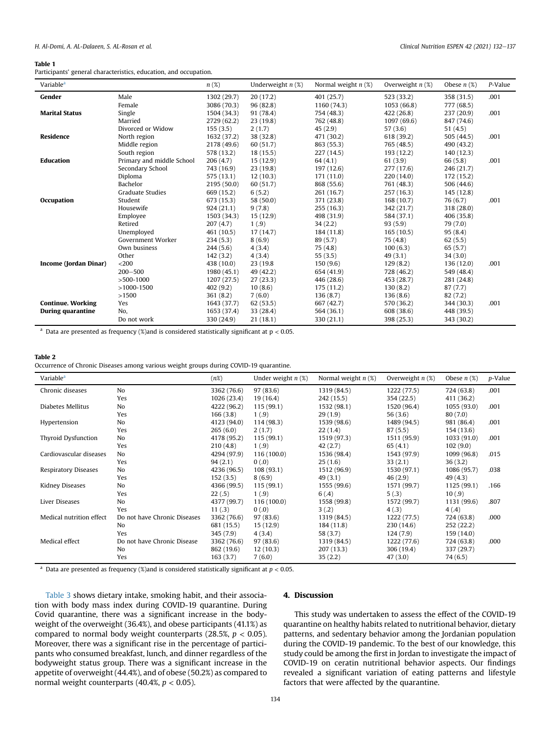**Table 1**
Participants' general characteristics, education, and occupation.

| Variable[a] | | n (%) | Underweight n (%) | Normal weight n (%) | Overweight n (%) | Obese n (%) | P-Value |
|---|---|---|---|---|---|---|---|
| **Gender** | Male | 1302 (29.7) | 20 (17.2) | 401 (25.7) | 523 (33.2) | 358 (31.5) | .001 |
| | Female | 3086 (70.3) | 96 (82.8) | 1160 (74.3) | 1053 (66.8) | 777 (68.5) | |
| **Marital Status** | Single | 1504 (34.3) | 91 (78.4) | 754 (48.3) | 422 (26.8) | 237 (20.9) | .001 |
| | Married | 2729 (62.2) | 23 (19.8) | 762 (48.8) | 1097 (69.6) | 847 (74.6) | |
| | Divorced or Widow | 155 (3.5) | 2 (1.7) | 45 (2.9) | 57 (3.6) | 51 (4.5) | |
| **Residence** | North region | 1632 (37.2) | 38 (32.8) | 471 (30.2) | 618 (39.2) | 505 (44.5) | .001 |
| | Middle region | 2178 (49.6) | 60 (51.7) | 863 (55.3) | 765 (48.5) | 490 (43.2) | |
| | South region | 578 (13.2) | 18 (15.5) | 227 (14.5) | 193 (12.2) | 140 (12.3) | |
| **Education** | Primary and middle School | 206 (4.7) | 15 (12.9) | 64 (4.1) | 61 (3.9) | 66 (5.8) | .001 |
| | Secondary School | 743 (16.9) | 23 (19.8) | 197 (12.6) | 277 (17.6) | 246 (21.7) | |
| | Diploma | 575 (13.1) | 12 (10.3) | 171 (11.0) | 220 (14.0) | 172 (15.2) | |
| | Bachelor | 2195 (50.0) | 60 (51.7) | 868 (55.6) | 761 (48.3) | 506 (44.6) | |
| | Graduate Studies | 669 (15.2) | 6 (5.2) | 261 (16.7) | 257 (16.3) | 145 (12.8) | |
| **Occupation** | Student | 673 (15.3) | 58 (50.0) | 371 (23.8) | 168 (10.7) | 76 (6.7) | .001 |
| | Housewife | 924 (21.1) | 9 (7.8) | 255 (16.3) | 342 (21.7) | 318 (28.0) | |
| | Employee | 1503 (34.3) | 15 (12.9) | 498 (31.9) | 584 (37.1) | 406 (35.8) | |
| | Retired | 207 (4.7) | 1 (.9) | 34 (2.2) | 93 (5.9) | 79 (7.0) | |
| | Unemployed | 461 (10.5) | 17 (14.7) | 184 (11.8) | 165 (10.5) | 95 (8.4) | |
| | Government Worker | 234 (5.3) | 8 (6.9) | 89 (5.7) | 75 (4.8) | 62 (5.5) | |
| | Own business | 244 (5.6) | 4 (3.4) | 75 (4.8) | 100 (6.3) | 65 (5.7) | |
| | Other | 142 (3.2) | 4 (3.4) | 55 (3.5) | 49 (3.1) | 34 (3.0) | |
| **Income (Jordan Dinar)** | <200 | 438 (10.0) | 23 (19.8 | 150 (9.6) | 129 (8.2) | 136 (12.0) | .001 |
| | 200–500 | 1980 (45.1) | 49 (42.2) | 654 (41.9) | 728 (46.2) | 549 (48.4) | |
| | >500-1000 | 1207 (27.5) | 27 (23.3) | 446 (28.6) | 453 (28.7) | 281 (24.8) | |
| | >1000-1500 | 402 (9.2) | 10 (8.6) | 175 (11.2) | 130 (8.2) | 87 (7.7) | |
| | >1500 | 361 (8.2) | 7 (6.0) | 136 (8.7) | 136 (8.6) | 82 (7.2) | |
| **Continue. Working** | Yes | 1643 (37.7) | 62 (53.5) | 667 (42.7) | 570 (36.2) | 344 (30.3) | .001 |
| **During quarantine** | No, | 1653 (37.4) | 33 (28.4) | 564 (36.1) | 608 (38.6) | 448 (39.5) | |
| | Do not work | 330 (24.9) | 21 (18.1) | 330 (21.1) | 398 (25.3) | 343 (30.2) | |

[a] Data are presented as frequency (%)and is considered statistically significant at $p < 0.05$.

**Table 2**
Occurrence of Chronic Diseases among various weight groups during COVID-19 quarantine.

| Variable[a] | | (n%) | Under weight n (%) | Normal weight n (%) | Overweight n (%) | Obese n (%) | p-Value |
|---|---|---|---|---|---|---|---|
| Chronic diseases | No | 3362 (76.6) | 97 (83.6) | 1319 (84.5) | 1222 (77.5) | 724 (63.8) | .001 |
| | Yes | 1026 (23.4) | 19 (16.4) | 242 (15.5) | 354 (22.5) | 411 (36.2) | |
| Diabetes Mellitus | No | 4222 (96.2) | 115 (99.1) | 1532 (98.1) | 1520 (96.4) | 1055 (93.0) | .001 |
| | Yes | 166 (3.8) | 1 (.9) | 29 (1.9) | 56 (3.6) | 80 (7.0) | |
| Hypertension | No | 4123 (94.0) | 114 (98.3) | 1539 (98.6) | 1489 (94.5) | 981 (86.4) | .001 |
| | Yes | 265 (6.0) | 2 (1.7) | 22 (1.4) | 87 (5.5) | 154 (13.6) | |
| Thyroid Dysfunction | No | 4178 (95.2) | 115 (99.1) | 1519 (97.3) | 1511 (95.9) | 1033 (91.0) | .001 |
| | Yes | 210 (4.8) | 1 (.9) | 42 (2.7) | 65 (4.1) | 102 (9.0) | |
| Cardiovascular diseases | No | 4294 (97.9) | 116 (100.0) | 1536 (98.4) | 1543 (97.9) | 1099 (96.8) | .015 |
| | Yes | 94 (2.1) | 0 (.0) | 25 (1.6) | 33 (2.1) | 36 (3.2) | |
| Respiratory Diseases | No | 4236 (96.5) | 108 (93.1) | 1512 (96.9) | 1530 (97.1) | 1086 (95.7) | .038 |
| | Yes | 152 (3.5) | 8 (6.9) | 49 (3.1) | 46 (2.9) | 49 (4.3) | |
| Kidney Diseases | No | 4366 (99.5) | 115 (99.1) | 1555 (99.6) | 1571 (99.7) | 1125 (99.1) | .166 |
| | Yes | 22 (.5) | 1 (.9) | 6 (.4) | 5 (.3) | 10 (.9) | |
| Liver Diseases | No | 4377 (99.7) | 116 (100.0) | 1558 (99.8) | 1572 (99.7) | 1131 (99.6) | .807 |
| | Yes | 11 (.3) | 0 (.0) | 3 (.2) | 4 (.3) | 4 (.4) | |
| Medical nutrition effect | Do not have Chronic Diseases | 3362 (76.6) | 97 (83.6) | 1319 (84.5) | 1222 (77.5) | 724 (63.8) | .000 |
| | No | 681 (15.5) | 15 (12.9) | 184 (11.8) | 230 (14.6) | 252 (22.2) | |
| | Yes | 345 (7.9) | 4 (3.4) | 58 (3.7) | 124 (7.9) | 159 (14.0) | |
| Medical effect | Do not have Chronic Disease | 3362 (76.6) | 97 (83.6) | 1319 (84.5) | 1222 (77.6) | 724 (63.8) | .000 |
| | No | 862 (19.6) | 12 (10.3) | 207 (13.3) | 306 (19.4) | 337 (29.7) | |
| | Yes | 163 (3.7) | 7 (6.0) | 35 (2.2) | 47 (3.0) | 74 (6.5) | |

[a] Data are presented as frequency (%)and is considered statistically significant at $p < 0.05$.

Table 3 shows dietary intake, smoking habit, and their association with body mass index during COVID-19 quarantine. During Covid quarantine, there was a significant increase in the body-weight of the overweight (36.4%), and obese participants (41.1%) as compared to normal body weight counterparts (28.5%, $p < 0.05$). Moreover, there was a significant rise in the percentage of participants who consumed breakfast, lunch, and dinner regardless of the bodyweight status group. There was a significant increase in the appetite of overweight (44.4%), and of obese (50.2%) as compared to normal weight counterparts (40.4%, $p < 0.05$).

## 4. Discussion

This study was undertaken to assess the effect of the COVID-19 quarantine on healthy habits related to nutritional behavior, dietary patterns, and sedentary behavior among the Jordanian population during the COVID-19 pandemic. To the best of our knowledge, this study could be among the first in Jordan to investigate the impact of COVID-19 on ceratin nutritional behavior aspects. Our findings revealed a significant variation of eating patterns and lifestyle factors that were affected by the quarantine.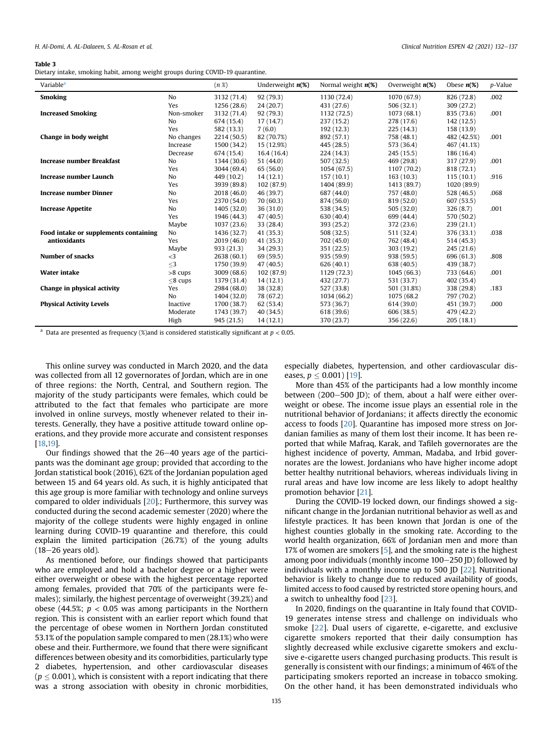**Table 3**
Dietary intake, smoking habit, among weight groups during COVID-19 quarantine.

| Variable[a] | | (n %) | Underweight n(%) | Normal weight n(%) | Overweight n(%) | Obese n(%) | p-Value |
|---|---|---|---|---|---|---|---|
| **Smoking** | No | 3132 (71.4) | 92 (79.3) | 1130 (72.4) | 1070 (67.9) | 826 (72.8) | .002 |
| | Yes | 1256 (28.6) | 24 (20.7) | 431 (27.6) | 506 (32.1) | 309 (27.2) | |
| **Increased Smoking** | Non-smoker | 3132 (71.4) | 92 (79.3) | 1132 (72.5) | 1073 (68.1) | 835 (73.6) | .001 |
| | No | 674 (15.4) | 17 (14.7) | 237 (15.2) | 278 (17.6) | 142 (12.5) | |
| | Yes | 582 (13.3) | 7 (6.0) | 192 (12.3) | 225 (14.3) | 158 (13.9) | |
| **Change in body weight** | No changes | 2214 (50.5) | 82 (70.7%) | 892 (57.1) | 758 (48.1) | 482 (42.5%) | .001 |
| | Increase | 1500 (34.2) | 15 (12.9%) | 445 (28.5) | 573 (36.4) | 467 (41.1%) | |
| | Decrease | 674 (15.4) | 16.4 (16.4) | 224 (14.3) | 245 (15.5) | 186 (16.4) | |
| **Increase number Breakfast** | No | 1344 (30.6) | 51 (44.0) | 507 (32.5) | 469 (29.8) | 317 (27.9) | .001 |
| | Yes | 3044 (69.4) | 65 (56.0) | 1054 (67.5) | 1107 (70.2) | 818 (72.1) | |
| **Increase number Launch** | No | 449 (10.2) | 14 (12.1) | 157 (10.1) | 163 (10.3) | 115 (10.1) | .916 |
| | Yes | 3939 (89.8) | 102 (87.9) | 1404 (89.9) | 1413 (89.7) | 1020 (89.9) | |
| **Increase number Dinner** | No | 2018 (46.0) | 46 (39.7) | 687 (44.0) | 757 (48.0) | 528 (46.5) | .068 |
| | Yes | 2370 (54.0) | 70 (60.3) | 874 (56.0) | 819 (52.0) | 607 (53.5) | |
| **Increase Appetite** | No | 1405 (32.0) | 36 (31.0) | 538 (34.5) | 505 (32.0) | 326 (8.7) | .001 |
| | Yes | 1946 (44.3) | 47 (40.5) | 630 (40.4) | 699 (44.4) | 570 (50.2) | |
| | Maybe | 1037 (23.6) | 33 (28.4) | 393 (25.2) | 372 (23.6) | 239 (21.1) | |
| **Food intake or supplements containing antioxidants** | No | 1436 (32.7) | 41 (35.3) | 508 (32.5) | 511 (32.4) | 376 (33.1) | .038 |
| | Yes | 2019 (46.0) | 41 (35.3) | 702 (45.0) | 762 (48.4) | 514 (45.3) | |
| | Maybe | 933 (21.3) | 34 (29.3) | 351 (22.5) | 303 (19.2) | 245 (21.6) | |
| **Number of snacks** | <3 | 2638 (60.1) | 69 (59.5) | 935 (59.9) | 938 (59.5) | 696 (61.3) | .808 |
| | ≤3 | 1750 (39.9) | 47 (40.5) | 626 (40.1) | 638 (40.5) | 439 (38.7) | |
| **Water intake** | >8 cups | 3009 (68.6) | 102 (87.9) | 1129 (72.3) | 1045 (66.3) | 733 (64.6) | .001 |
| | ≤8 cups | 1379 (31.4) | 14 (12.1) | 432 (27.7) | 531 (33.7) | 402 (35.4) | |
| **Change in physical activity** | Yes | 2984 (68.0) | 38 (32.8) | 527 (33.8) | 501 (31.8%) | 338 (29.8) | .183 |
| | No | 1404 (32.0) | 78 (67.2) | 1034 (66.2) | 1075 (68.2 | 797 (70.2) | |
| **Physical Activity Levels** | Inactive | 1700 (38.7) | 62 (53.4) | 573 (36.7) | 614 (39.0) | 451 (39.7) | .000 |
| | Moderate | 1743 (39.7) | 40 (34.5) | 618 (39.6) | 606 (38.5) | 479 (42.2) | |
| | High | 945 (21.5) | 14 (12.1) | 370 (23.7) | 356 (22.6) | 205 (18.1) | |

[a] Data are presented as frequency (%)and is considered statistically significant at $p < 0.05$.

This online survey was conducted in March 2020, and the data was collected from all 12 governorates of Jordan, which are in one of three regions: the North, Central, and Southern region. The majority of the study participants were females, which could be attributed to the fact that females who participate are more involved in online surveys, mostly whenever related to their interests. Generally, they have a positive attitude toward online operations, and they provide more accurate and consistent responses [18,19].

Our findings showed that the 26–40 years age of the participants was the dominant age group; provided that according to the Jordan statistical book (2016), 62% of the Jordanian population aged between 15 and 64 years old. As such, it is highly anticipated that this age group is more familiar with technology and online surveys compared to older individuals [20].; Furthermore, this survey was conducted during the second academic semester (2020) where the majority of the college students were highly engaged in online learning during COVID-19 quarantine and therefore, this could explain the limited participation (26.7%) of the young adults (18–26 years old).

As mentioned before, our findings showed that participants who are employed and hold a bachelor degree or a higher were either overweight or obese with the highest percentage reported among females, provided that 70% of the participants were females); similarly, the highest percentage of overweight (39.2%) and obese (44.5%; $p < 0.05$ was among participants in the Northern region. This is consistent with an earlier report which found that the percentage of obese women in Northern Jordan constituted 53.1% of the population sample compared to men (28.1%) who were obese and their. Furthermore, we found that there were significant differences between obesity and its comorbidities, particularly type 2 diabetes, hypertension, and other cardiovascular diseases ($p \leq 0.001$), which is consistent with a report indicating that there was a strong association with obesity in chronic morbidities, especially diabetes, hypertension, and other cardiovascular diseases, $p \leq 0.001$) [19].

More than 45% of the participants had a low monthly income between (200–500 JD); of them, about a half were either overweight or obese. The income issue plays an essential role in the nutritional behavior of Jordanians; it affects directly the economic access to foods [20]. Quarantine has imposed more stress on Jordanian families as many of them lost their income. It has been reported that while Mafraq, Karak, and Tafileh governorates are the highest incidence of poverty, Amman, Madaba, and Irbid governorates are the lowest. Jordanians who have higher income adopt better healthy nutritional behaviors, whereas individuals living in rural areas and have low income are less likely to adopt healthy promotion behavior [21].

During the COVID-19 locked down, our findings showed a significant change in the Jordanian nutritional behavior as well as and lifestyle practices. It has been known that Jordan is one of the highest counties globally in the smoking rate. According to the world health organization, 66% of Jordanian men and more than 17% of women are smokers [5], and the smoking rate is the highest among poor individuals (monthly income 100–250 JD) followed by individuals with a monthly income up to 500 JD [22]. Nutritional behavior is likely to change due to reduced availability of goods, limited access to food caused by restricted store opening hours, and a switch to unhealthy food [23].

In 2020, findings on the quarantine in Italy found that COVID-19 generates intense stress and challenge on individuals who smoke [22]. Dual users of cigarette, e-cigarette, and exclusive cigarette smokers reported that their daily consumption has slightly decreased while exclusive cigarette smokers and exclusive e-cigarette users changed purchasing products. This result is generally is consistent with our findings; a minimum of 46% of the participating smokers reported an increase in tobacco smoking. On the other hand, it has been demonstrated individuals who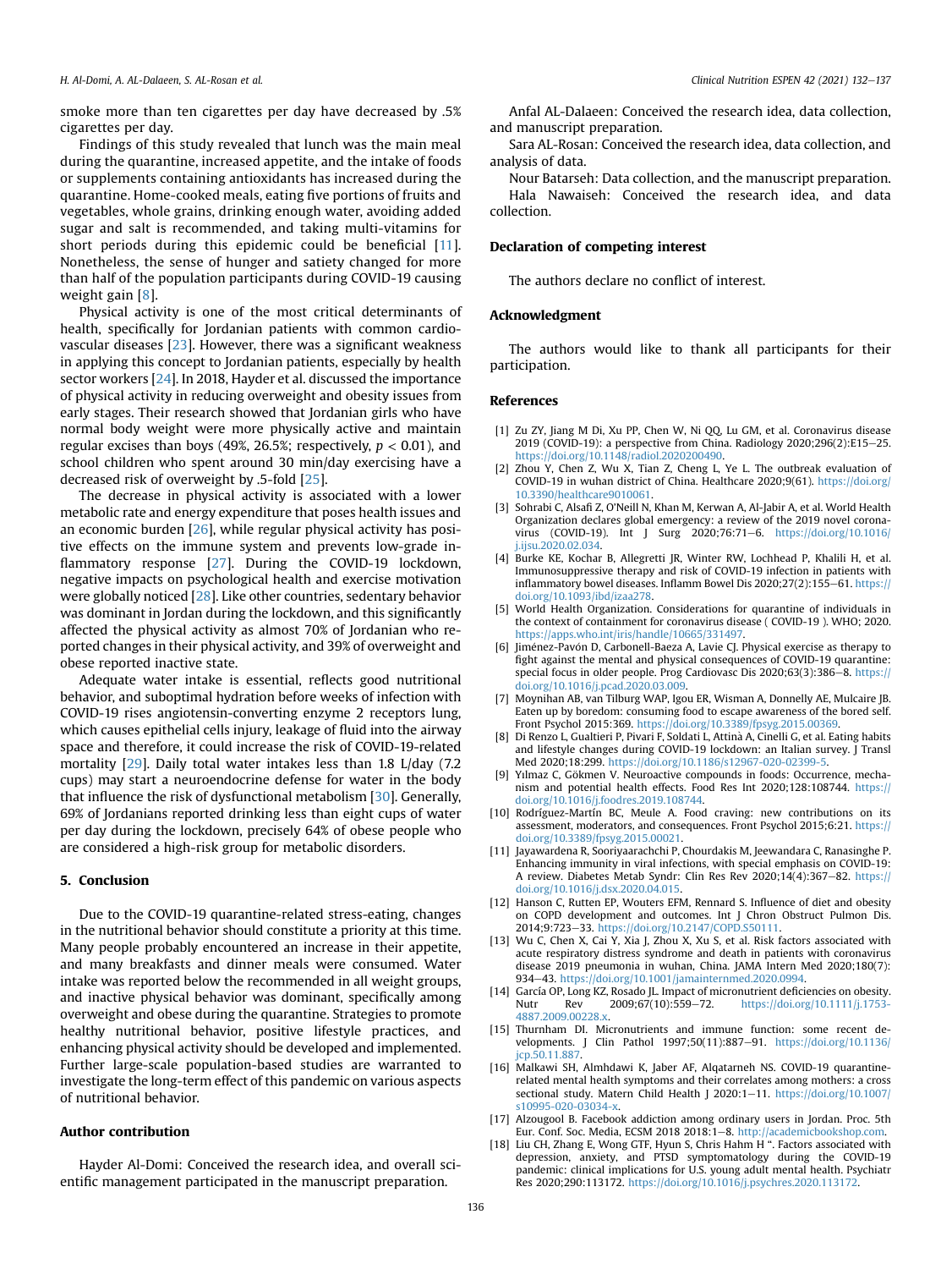smoke more than ten cigarettes per day have decreased by .5% cigarettes per day.

Findings of this study revealed that lunch was the main meal during the quarantine, increased appetite, and the intake of foods or supplements containing antioxidants has increased during the quarantine. Home-cooked meals, eating five portions of fruits and vegetables, whole grains, drinking enough water, avoiding added sugar and salt is recommended, and taking multi-vitamins for short periods during this epidemic could be beneficial [11]. Nonetheless, the sense of hunger and satiety changed for more than half of the population participants during COVID-19 causing weight gain [8].

Physical activity is one of the most critical determinants of health, specifically for Jordanian patients with common cardiovascular diseases [23]. However, there was a significant weakness in applying this concept to Jordanian patients, especially by health sector workers [24]. In 2018, Hayder et al. discussed the importance of physical activity in reducing overweight and obesity issues from early stages. Their research showed that Jordanian girls who have normal body weight were more physically active and maintain regular excises than boys (49%, 26.5%; respectively, $p < 0.01$), and school children who spent around 30 min/day exercising have a decreased risk of overweight by .5-fold [25].

The decrease in physical activity is associated with a lower metabolic rate and energy expenditure that poses health issues and an economic burden [26], while regular physical activity has positive effects on the immune system and prevents low-grade inflammatory response [27]. During the COVID-19 lockdown, negative impacts on psychological health and exercise motivation were globally noticed [28]. Like other countries, sedentary behavior was dominant in Jordan during the lockdown, and this significantly affected the physical activity as almost 70% of Jordanian who reported changes in their physical activity, and 39% of overweight and obese reported inactive state.

Adequate water intake is essential, reflects good nutritional behavior, and suboptimal hydration before weeks of infection with COVID-19 rises angiotensin-converting enzyme 2 receptors lung, which causes epithelial cells injury, leakage of fluid into the airway space and therefore, it could increase the risk of COVID-19-related mortality [29]. Daily total water intakes less than 1.8 L/day (7.2 cups) may start a neuroendocrine defense for water in the body that influence the risk of dysfunctional metabolism [30]. Generally, 69% of Jordanians reported drinking less than eight cups of water per day during the lockdown, precisely 64% of obese people who are considered a high-risk group for metabolic disorders.

## 5. Conclusion

Due to the COVID-19 quarantine-related stress-eating, changes in the nutritional behavior should constitute a priority at this time. Many people probably encountered an increase in their appetite, and many breakfasts and dinner meals were consumed. Water intake was reported below the recommended in all weight groups, and inactive physical behavior was dominant, specifically among overweight and obese during the quarantine. Strategies to promote healthy nutritional behavior, positive lifestyle practices, and enhancing physical activity should be developed and implemented. Further large-scale population-based studies are warranted to investigate the long-term effect of this pandemic on various aspects of nutritional behavior.

## Author contribution

Hayder Al-Domi: Conceived the research idea, and overall scientific management participated in the manuscript preparation.

Anfal AL-Dalaeen: Conceived the research idea, data collection, and manuscript preparation.

Sara AL-Rosan: Conceived the research idea, data collection, and analysis of data.

Nour Batarseh: Data collection, and the manuscript preparation.

Hala Nawaiseh: Conceived the research idea, and data collection.

## Declaration of competing interest

The authors declare no conflict of interest.

## Acknowledgment

The authors would like to thank all participants for their participation.

## References

[1] Zu ZY, Jiang M Di, Xu PP, Chen W, Ni QQ, Lu GM, et al. Coronavirus disease 2019 (COVID-19): a perspective from China. Radiology 2020;296(2):E15–25. https://doi.org/10.1148/radiol.2020200490.

[2] Zhou Y, Chen Z, Wu X, Tian Z, Cheng L, Ye L. The outbreak evaluation of COVID-19 in wuhan district of China. Healthcare 2020;9(61). https://doi.org/10.3390/healthcare9010061.

[3] Sohrabi C, Alsafi Z, O'Neill N, Khan M, Kerwan A, Al-Jabir A, et al. World Health Organization declares global emergency: a review of the 2019 novel coronavirus (COVID-19). Int J Surg 2020;76:71–6. https://doi.org/10.1016/j.ijsu.2020.02.034.

[4] Burke KE, Kochar B, Allegretti JR, Winter RW, Lochhead P, Khalili H, et al. Immunosuppressive therapy and risk of COVID-19 infection in patients with inflammatory bowel diseases. Inflamm Bowel Dis 2020;27(2):155–61. https://doi.org/10.1093/ibd/izaa278.

[5] World Health Organization. Considerations for quarantine of individuals in the context of containment for coronavirus disease ( COVID-19 ). WHO; 2020. https://apps.who.int/iris/handle/10665/331497.

[6] Jiménez-Pavón D, Carbonell-Baeza A, Lavie CJ. Physical exercise as therapy to fight against the mental and physical consequences of COVID-19 quarantine: special focus in older people. Prog Cardiovasc Dis 2020;63(3):386–8. https://doi.org/10.1016/j.pcad.2020.03.009.

[7] Moynihan AB, van Tilburg WAP, Igou ER, Wisman A, Donnelly AE, Mulcaire JB. Eaten up by boredom: consuming food to escape awareness of the bored self. Front Psychol 2015:369. https://doi.org/10.3389/fpsyg.2015.00369.

[8] Di Renzo L, Gualtieri P, Pivari F, Soldati L, Attinà A, Cinelli G, et al. Eating habits and lifestyle changes during COVID-19 lockdown: an Italian survey. J Transl Med 2020;18:299. https://doi.org/10.1186/s12967-020-02399-5.

[9] Yılmaz C, Gökmen V. Neuroactive compounds in foods: Occurrence, mechanism and potential health effects. Food Res Int 2020;128:108744. https://doi.org/10.1016/j.foodres.2019.108744.

[10] Rodríguez-Martín BC, Meule A. Food craving: new contributions on its assessment, moderators, and consequences. Front Psychol 2015;6:21. https://doi.org/10.3389/fpsyg.2015.00021.

[11] Jayawardena R, Sooriyaarachchi P, Chourdakis M, Jeewandara C, Ranasinghe P. Enhancing immunity in viral infections, with special emphasis on COVID-19: A review. Diabetes Metab Syndr: Clin Res Rev 2020;14(4):367–82. https://doi.org/10.1016/j.dsx.2020.04.015.

[12] Hanson C, Rutten EP, Wouters EFM, Rennard S. Influence of diet and obesity on COPD development and outcomes. Int J Chron Obstruct Pulmon Dis. 2014;9:723–33. https://doi.org/10.2147/COPD.S50111.

[13] Wu C, Chen X, Cai Y, Xia J, Zhou X, Xu S, et al. Risk factors associated with acute respiratory distress syndrome and death in patients with coronavirus disease 2019 pneumonia in wuhan, China. JAMA Intern Med 2020;180(7):934–43. https://doi.org/10.1001/jamainternmed.2020.0994.

[14] García OP, Long KZ, Rosado JL. Impact of micronutrient deficiencies on obesity. Nutr Rev 2009;67(10):559–72. https://doi.org/10.1111/j.1753-4887.2009.00228.x.

[15] Thurnham DI. Micronutrients and immune function: some recent developments. J Clin Pathol 1997;50(11):887–91. https://doi.org/10.1136/jcp.50.11.887.

[16] Malkawi SH, Almhdawi K, Jaber AF, Alqatarneh NS. COVID-19 quarantine-related mental health symptoms and their correlates among mothers: a cross sectional study. Matern Child Health J 2020:1–11. https://doi.org/10.1007/s10995-020-03034-x.

[17] Alzougool B. Facebook addiction among ordinary users in Jordan. Proc. 5th Eur. Conf. Soc. Media, ECSM 2018 2018:1–8. http://academicbookshop.com.

[18] Liu CH, Zhang E, Wong GTF, Hyun S, Chris Hahm H ". Factors associated with depression, anxiety, and PTSD symptomatology during the COVID-19 pandemic: clinical implications for U.S. young adult mental health. Psychiatr Res 2020;290:113172. https://doi.org/10.1016/j.psychres.2020.113172.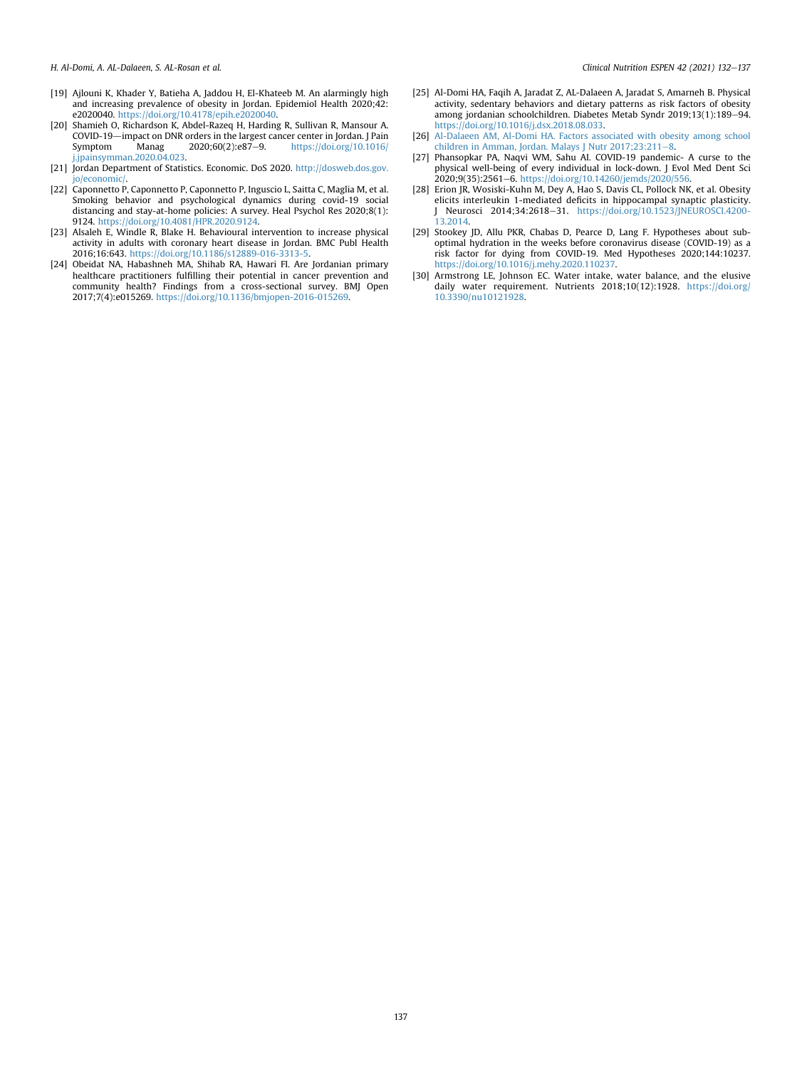[19] Ajlouni K, Khader Y, Batieha A, Jaddou H, El-Khateeb M. An alarmingly high and increasing prevalence of obesity in Jordan. Epidemiol Health 2020;42: e2020040. https://doi.org/10.4178/epih.e2020040.

[20] Shamieh O, Richardson K, Abdel-Razeq H, Harding R, Sullivan R, Mansour A. COVID-19—impact on DNR orders in the largest cancer center in Jordan. J Pain Symptom Manag 2020;60(2):e87–9. https://doi.org/10.1016/j.jpainsymman.2020.04.023.

[21] Jordan Department of Statistics. Economic. DoS 2020. http://dosweb.dos.gov.jo/economic/.

[22] Caponnetto P, Caponnetto P, Caponnetto P, Inguscio L, Saitta C, Maglia M, et al. Smoking behavior and psychological dynamics during covid-19 social distancing and stay-at-home policies: A survey. Heal Psychol Res 2020;8(1): 9124. https://doi.org/10.4081/HPR.2020.9124.

[23] Alsaleh E, Windle R, Blake H. Behavioural intervention to increase physical activity in adults with coronary heart disease in Jordan. BMC Publ Health 2016;16:643. https://doi.org/10.1186/s12889-016-3313-5.

[24] Obeidat NA, Habashneh MA, Shihab RA, Hawari FI. Are Jordanian primary healthcare practitioners fulfilling their potential in cancer prevention and community health? Findings from a cross-sectional survey. BMJ Open 2017;7(4):e015269. https://doi.org/10.1136/bmjopen-2016-015269.

[25] Al-Domi HA, Faqih A, Jaradat Z, AL-Dalaeen A, Jaradat S, Amarneh B. Physical activity, sedentary behaviors and dietary patterns as risk factors of obesity among jordanian schoolchildren. Diabetes Metab Syndr 2019;13(1):189–94. https://doi.org/10.1016/j.dsx.2018.08.033.

[26] Al-Dalaeen AM, Al-Domi HA. Factors associated with obesity among school children in Amman, Jordan. Malays J Nutr 2017;23:211–8.

[27] Phansopkar PA, Naqvi WM, Sahu AI. COVID-19 pandemic- A curse to the physical well-being of every individual in lock-down. J Evol Med Dent Sci 2020;9(35):2561–6. https://doi.org/10.14260/jemds/2020/556.

[28] Erion JR, Wosiski-Kuhn M, Dey A, Hao S, Davis CL, Pollock NK, et al. Obesity elicits interleukin 1-mediated deficits in hippocampal synaptic plasticity. J Neurosci 2014;34:2618–31. https://doi.org/10.1523/JNEUROSCI.4200-13.2014.

[29] Stookey JD, Allu PKR, Chabas D, Pearce D, Lang F. Hypotheses about sub-optimal hydration in the weeks before coronavirus disease (COVID-19) as a risk factor for dying from COVID-19. Med Hypotheses 2020;144:10237. https://doi.org/10.1016/j.mehy.2020.110237.

[30] Armstrong LE, Johnson EC. Water intake, water balance, and the elusive daily water requirement. Nutrients 2018;10(12):1928. https://doi.org/10.3390/nu10121928.